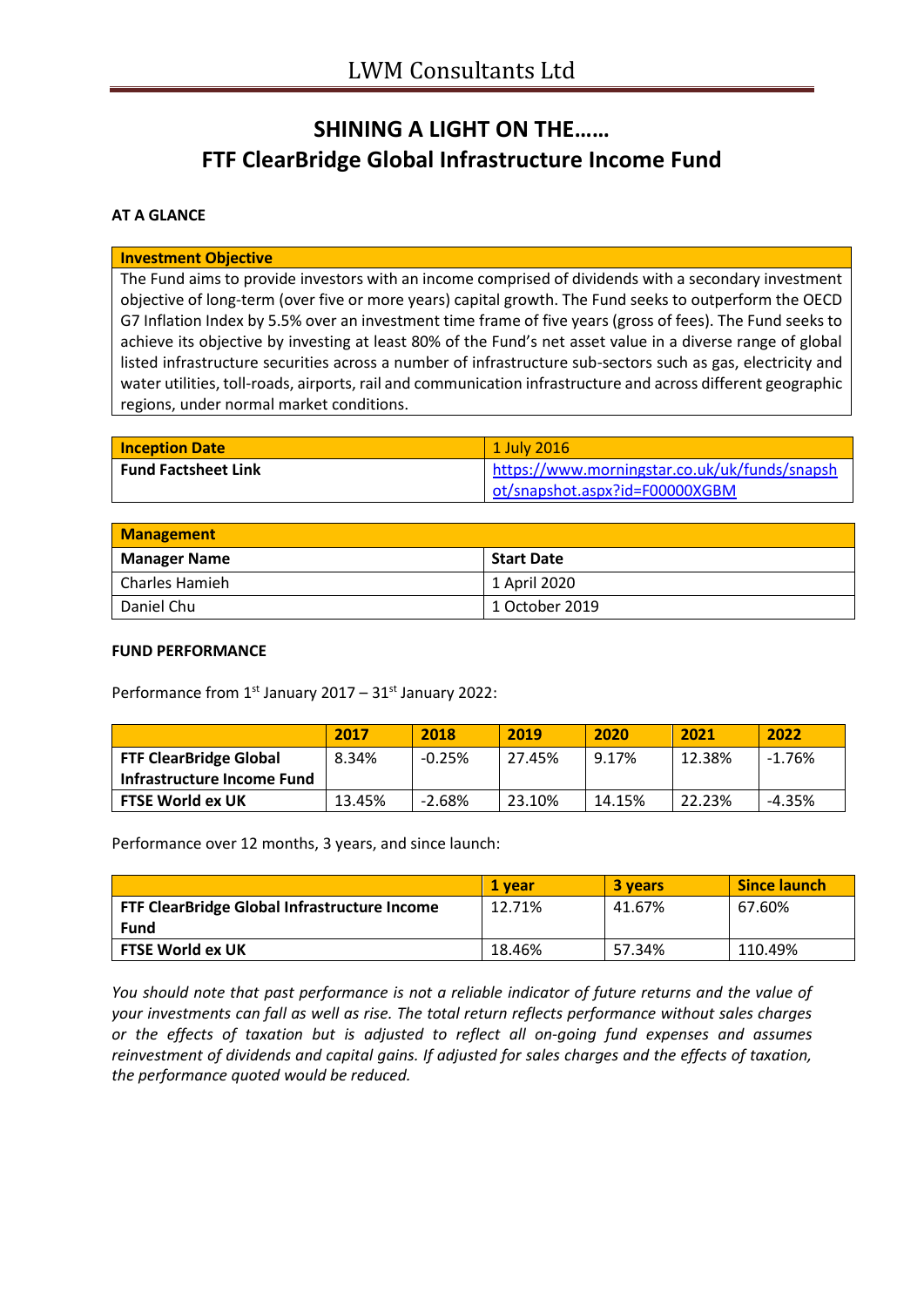# LWM Consultants Ltd

## SHINING A LIGHT ON THE……
## FTF ClearBridge Global Infrastructure Income Fund

### AT A GLANCE

| Investment Objective |
|---|
| The Fund aims to provide investors with an income comprised of dividends with a secondary investment objective of long-term (over five or more years) capital growth. The Fund seeks to outperform the OECD G7 Inflation Index by 5.5% over an investment time frame of five years (gross of fees). The Fund seeks to achieve its objective by investing at least 80% of the Fund's net asset value in a diverse range of global listed infrastructure securities across a number of infrastructure sub-sectors such as gas, electricity and water utilities, toll-roads, airports, rail and communication infrastructure and across different geographic regions, under normal market conditions. |

| Inception Date | 1 July 2016 |
|---|---|
| Fund Factsheet Link | https://www.morningstar.co.uk/uk/funds/snapshot/snapshot.aspx?id=F00000XGBM |

| Management | |
|---|---|
| **Manager Name** | **Start Date** |
| Charles Hamieh | 1 April 2020 |
| Daniel Chu | 1 October 2019 |

### FUND PERFORMANCE

Performance from 1st January 2017 – 31st January 2022:

| | 2017 | 2018 | 2019 | 2020 | 2021 | 2022 |
|---|---|---|---|---|---|---|
| **FTF ClearBridge Global Infrastructure Income Fund** | 8.34% | -0.25% | 27.45% | 9.17% | 12.38% | -1.76% |
| **FTSE World ex UK** | 13.45% | -2.68% | 23.10% | 14.15% | 22.23% | -4.35% |

Performance over 12 months, 3 years, and since launch:

| | 1 year | 3 years | Since launch |
|---|---|---|---|
| **FTF ClearBridge Global Infrastructure Income Fund** | 12.71% | 41.67% | 67.60% |
| **FTSE World ex UK** | 18.46% | 57.34% | 110.49% |

*You should note that past performance is not a reliable indicator of future returns and the value of your investments can fall as well as rise. The total return reflects performance without sales charges or the effects of taxation but is adjusted to reflect all on-going fund expenses and assumes reinvestment of dividends and capital gains. If adjusted for sales charges and the effects of taxation, the performance quoted would be reduced.*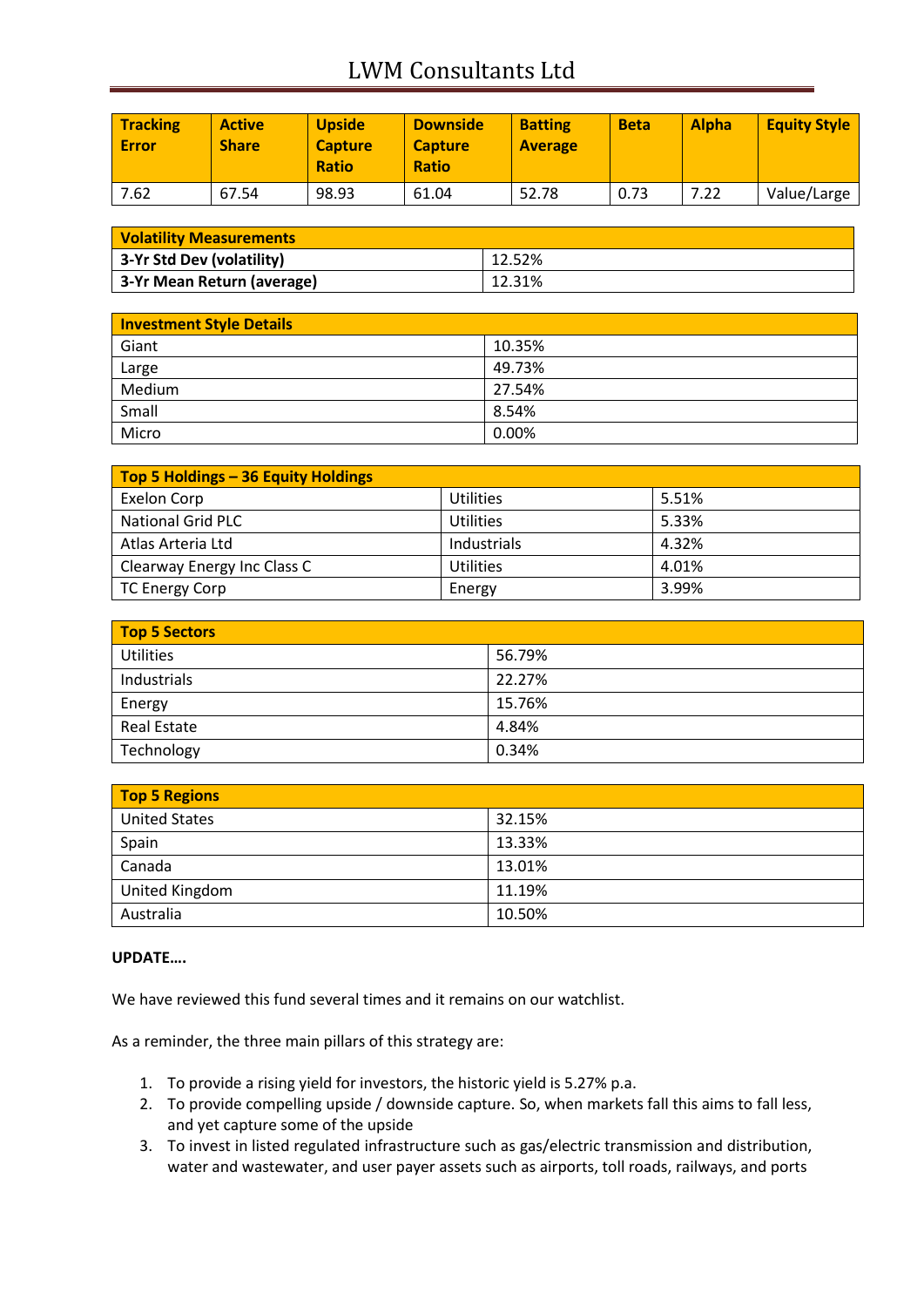| Tracking Error | Active Share | Upside Capture Ratio | Downside Capture Ratio | Batting Average | Beta | Alpha | Equity Style |
|---|---|---|---|---|---|---|---|
| 7.62 | 67.54 | 98.93 | 61.04 | 52.78 | 0.73 | 7.22 | Value/Large |

| Volatility Measurements | |
|---|---|
| **3-Yr Std Dev (volatility)** | 12.52% |
| **3-Yr Mean Return (average)** | 12.31% |

| Investment Style Details | |
|---|---|
| Giant | 10.35% |
| Large | 49.73% |
| Medium | 27.54% |
| Small | 8.54% |
| Micro | 0.00% |

| Top 5 Holdings – 36 Equity Holdings | | |
|---|---|---|
| Exelon Corp | Utilities | 5.51% |
| National Grid PLC | Utilities | 5.33% |
| Atlas Arteria Ltd | Industrials | 4.32% |
| Clearway Energy Inc Class C | Utilities | 4.01% |
| TC Energy Corp | Energy | 3.99% |

| Top 5 Sectors | |
|---|---|
| Utilities | 56.79% |
| Industrials | 22.27% |
| Energy | 15.76% |
| Real Estate | 4.84% |
| Technology | 0.34% |

| Top 5 Regions | |
|---|---|
| United States | 32.15% |
| Spain | 13.33% |
| Canada | 13.01% |
| United Kingdom | 11.19% |
| Australia | 10.50% |

**UPDATE….**

We have reviewed this fund several times and it remains on our watchlist.

As a reminder, the three main pillars of this strategy are:

1. To provide a rising yield for investors, the historic yield is 5.27% p.a.
2. To provide compelling upside / downside capture. So, when markets fall this aims to fall less, and yet capture some of the upside
3. To invest in listed regulated infrastructure such as gas/electric transmission and distribution, water and wastewater, and user payer assets such as airports, toll roads, railways, and ports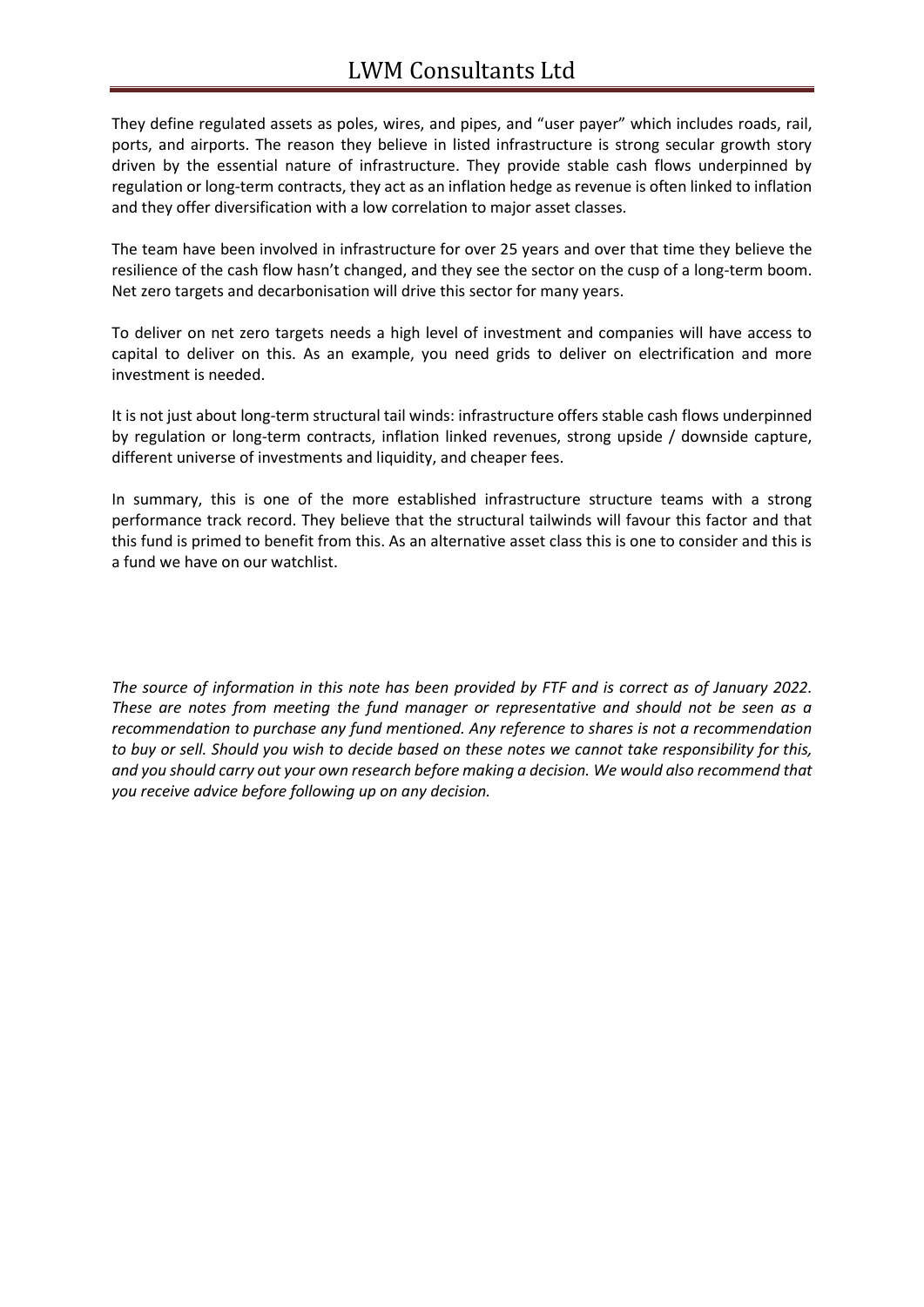They define regulated assets as poles, wires, and pipes, and "user payer" which includes roads, rail, ports, and airports. The reason they believe in listed infrastructure is strong secular growth story driven by the essential nature of infrastructure. They provide stable cash flows underpinned by regulation or long-term contracts, they act as an inflation hedge as revenue is often linked to inflation and they offer diversification with a low correlation to major asset classes.

The team have been involved in infrastructure for over 25 years and over that time they believe the resilience of the cash flow hasn't changed, and they see the sector on the cusp of a long-term boom. Net zero targets and decarbonisation will drive this sector for many years.

To deliver on net zero targets needs a high level of investment and companies will have access to capital to deliver on this. As an example, you need grids to deliver on electrification and more investment is needed.

It is not just about long-term structural tail winds: infrastructure offers stable cash flows underpinned by regulation or long-term contracts, inflation linked revenues, strong upside / downside capture, different universe of investments and liquidity, and cheaper fees.

In summary, this is one of the more established infrastructure structure teams with a strong performance track record. They believe that the structural tailwinds will favour this factor and that this fund is primed to benefit from this. As an alternative asset class this is one to consider and this is a fund we have on our watchlist.

*The source of information in this note has been provided by FTF and is correct as of January 2022. These are notes from meeting the fund manager or representative and should not be seen as a recommendation to purchase any fund mentioned. Any reference to shares is not a recommendation to buy or sell. Should you wish to decide based on these notes we cannot take responsibility for this, and you should carry out your own research before making a decision. We would also recommend that you receive advice before following up on any decision.*